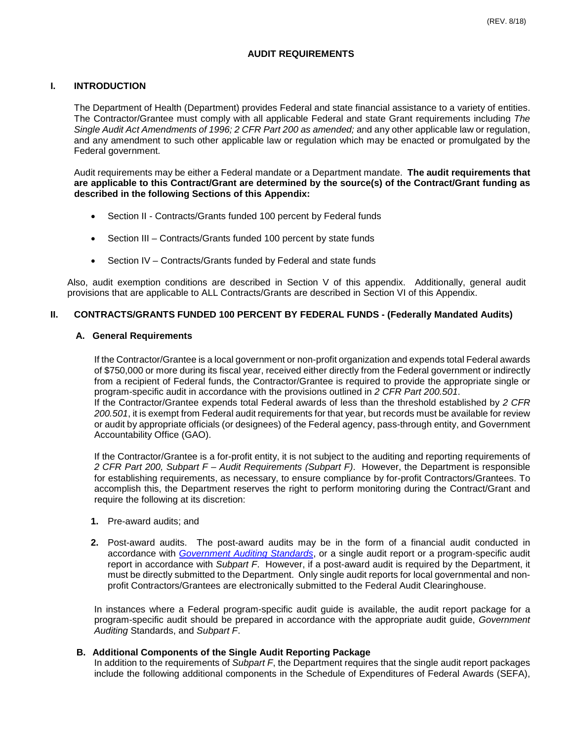(REV. 8/18)

# AUDIT REQUIREMENTS

## I. INTRODUCTION

The Department of Health (Department) provides Federal and state financial assistance to a variety of entities. The Contractor/Grantee must comply with all applicable Federal and state Grant requirements including *The Single Audit Act Amendments of 1996; 2 CFR Part 200 as amended;* and any other applicable law or regulation, and any amendment to such other applicable law or regulation which may be enacted or promulgated by the Federal government.

Audit requirements may be either a Federal mandate or a Department mandate. **The audit requirements that are applicable to this Contract/Grant are determined by the source(s) of the Contract/Grant funding as described in the following Sections of this Appendix:**

- Section II - Contracts/Grants funded 100 percent by Federal funds
- Section III – Contracts/Grants funded 100 percent by state funds
- Section IV – Contracts/Grants funded by Federal and state funds

Also, audit exemption conditions are described in Section V of this appendix. Additionally, general audit provisions that are applicable to ALL Contracts/Grants are described in Section VI of this Appendix.

## II. CONTRACTS/GRANTS FUNDED 100 PERCENT BY FEDERAL FUNDS - (Federally Mandated Audits)

### A. General Requirements

If the Contractor/Grantee is a local government or non-profit organization and expends total Federal awards of $750,000 or more during its fiscal year, received either directly from the Federal government or indirectly from a recipient of Federal funds, the Contractor/Grantee is required to provide the appropriate single or program-specific audit in accordance with the provisions outlined in *2 CFR Part 200.501*.
If the Contractor/Grantee expends total Federal awards of less than the threshold established by *2 CFR 200.501*, it is exempt from Federal audit requirements for that year, but records must be available for review or audit by appropriate officials (or designees) of the Federal agency, pass-through entity, and Government Accountability Office (GAO).

If the Contractor/Grantee is a for-profit entity, it is not subject to the auditing and reporting requirements of *2 CFR Part 200, Subpart F – Audit Requirements (Subpart F)*. However, the Department is responsible for establishing requirements, as necessary, to ensure compliance by for-profit Contractors/Grantees. To accomplish this, the Department reserves the right to perform monitoring during the Contract/Grant and require the following at its discretion:

1. Pre-award audits; and
2. Post-award audits. The post-award audits may be in the form of a financial audit conducted in accordance with *Government Auditing Standards*, or a single audit report or a program-specific audit report in accordance with *Subpart F*. However, if a post-award audit is required by the Department, it must be directly submitted to the Department. Only single audit reports for local governmental and non-profit Contractors/Grantees are electronically submitted to the Federal Audit Clearinghouse.

In instances where a Federal program-specific audit guide is available, the audit report package for a program-specific audit should be prepared in accordance with the appropriate audit guide, *Government Auditing* Standards, and *Subpart F*.

### B. Additional Components of the Single Audit Reporting Package

In addition to the requirements of *Subpart F*, the Department requires that the single audit report packages include the following additional components in the Schedule of Expenditures of Federal Awards (SEFA),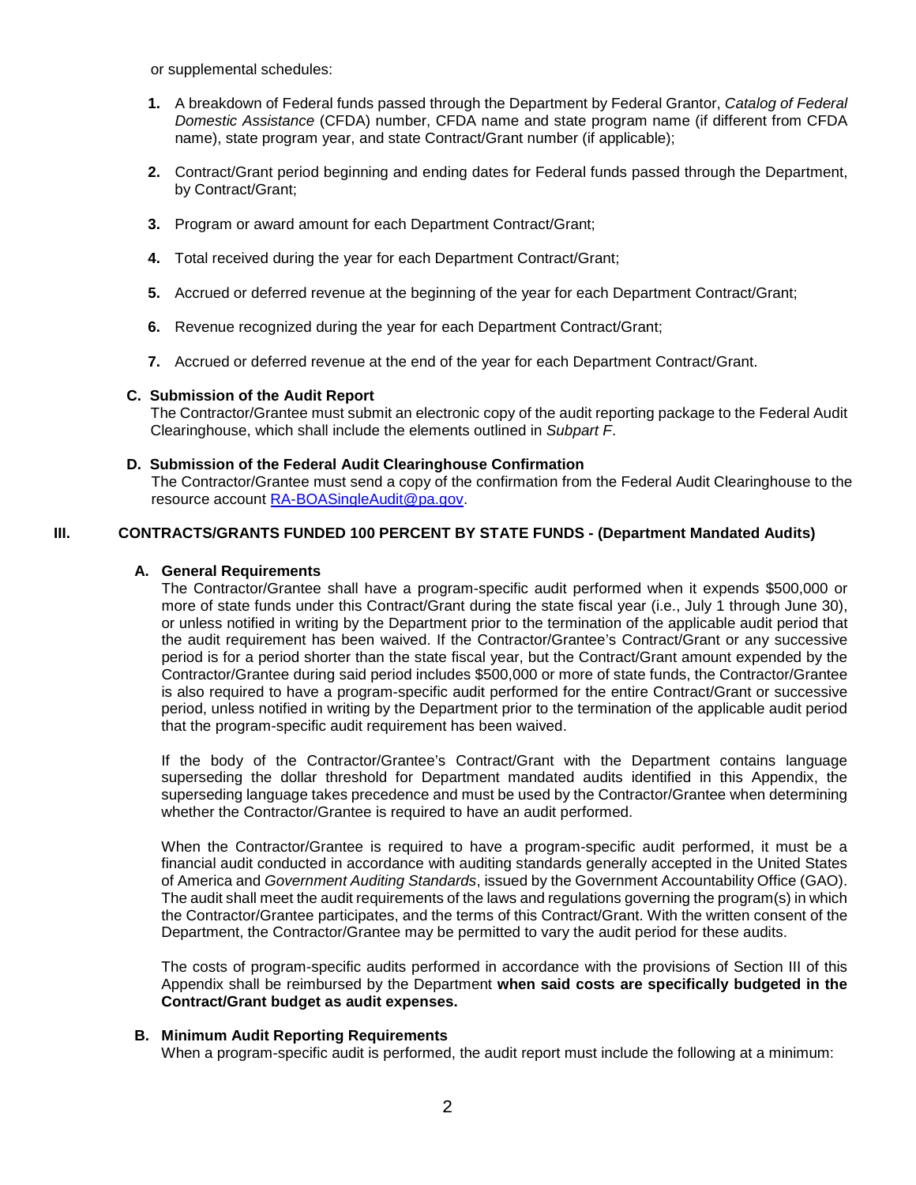or supplemental schedules:

1. A breakdown of Federal funds passed through the Department by Federal Grantor, *Catalog of Federal Domestic Assistance* (CFDA) number, CFDA name and state program name (if different from CFDA name), state program year, and state Contract/Grant number (if applicable);

2. Contract/Grant period beginning and ending dates for Federal funds passed through the Department, by Contract/Grant;

3. Program or award amount for each Department Contract/Grant;

4. Total received during the year for each Department Contract/Grant;

5. Accrued or deferred revenue at the beginning of the year for each Department Contract/Grant;

6. Revenue recognized during the year for each Department Contract/Grant;

7. Accrued or deferred revenue at the end of the year for each Department Contract/Grant.

**C. Submission of the Audit Report**

The Contractor/Grantee must submit an electronic copy of the audit reporting package to the Federal Audit Clearinghouse, which shall include the elements outlined in *Subpart F*.

**D. Submission of the Federal Audit Clearinghouse Confirmation**

The Contractor/Grantee must send a copy of the confirmation from the Federal Audit Clearinghouse to the resource account RA-BOASingleAudit@pa.gov.

## III. CONTRACTS/GRANTS FUNDED 100 PERCENT BY STATE FUNDS - (Department Mandated Audits)

**A. General Requirements**

The Contractor/Grantee shall have a program-specific audit performed when it expends $500,000 or more of state funds under this Contract/Grant during the state fiscal year (i.e., July 1 through June 30), or unless notified in writing by the Department prior to the termination of the applicable audit period that the audit requirement has been waived. If the Contractor/Grantee's Contract/Grant or any successive period is for a period shorter than the state fiscal year, but the Contract/Grant amount expended by the Contractor/Grantee during said period includes $500,000 or more of state funds, the Contractor/Grantee is also required to have a program-specific audit performed for the entire Contract/Grant or successive period, unless notified in writing by the Department prior to the termination of the applicable audit period that the program-specific audit requirement has been waived.

If the body of the Contractor/Grantee's Contract/Grant with the Department contains language superseding the dollar threshold for Department mandated audits identified in this Appendix, the superseding language takes precedence and must be used by the Contractor/Grantee when determining whether the Contractor/Grantee is required to have an audit performed.

When the Contractor/Grantee is required to have a program-specific audit performed, it must be a financial audit conducted in accordance with auditing standards generally accepted in the United States of America and *Government Auditing Standards*, issued by the Government Accountability Office (GAO). The audit shall meet the audit requirements of the laws and regulations governing the program(s) in which the Contractor/Grantee participates, and the terms of this Contract/Grant. With the written consent of the Department, the Contractor/Grantee may be permitted to vary the audit period for these audits.

The costs of program-specific audits performed in accordance with the provisions of Section III of this Appendix shall be reimbursed by the Department **when said costs are specifically budgeted in the Contract/Grant budget as audit expenses.**

**B. Minimum Audit Reporting Requirements**

When a program-specific audit is performed, the audit report must include the following at a minimum: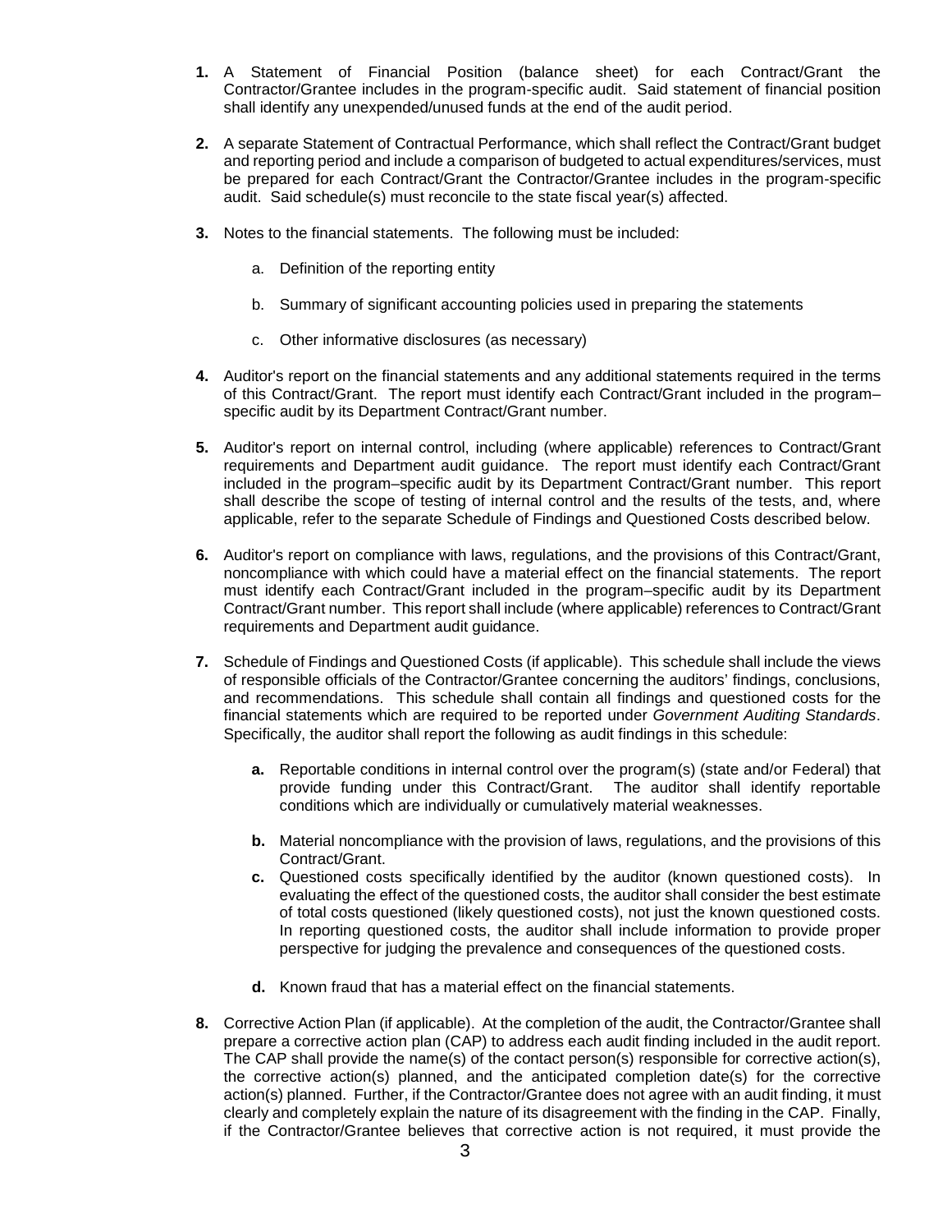**1.** A Statement of Financial Position (balance sheet) for each Contract/Grant the Contractor/Grantee includes in the program-specific audit. Said statement of financial position shall identify any unexpended/unused funds at the end of the audit period.

**2.** A separate Statement of Contractual Performance, which shall reflect the Contract/Grant budget and reporting period and include a comparison of budgeted to actual expenditures/services, must be prepared for each Contract/Grant the Contractor/Grantee includes in the program-specific audit. Said schedule(s) must reconcile to the state fiscal year(s) affected.

**3.** Notes to the financial statements. The following must be included:

   a. Definition of the reporting entity

   b. Summary of significant accounting policies used in preparing the statements

   c. Other informative disclosures (as necessary)

**4.** Auditor's report on the financial statements and any additional statements required in the terms of this Contract/Grant. The report must identify each Contract/Grant included in the program–specific audit by its Department Contract/Grant number.

**5.** Auditor's report on internal control, including (where applicable) references to Contract/Grant requirements and Department audit guidance. The report must identify each Contract/Grant included in the program–specific audit by its Department Contract/Grant number. This report shall describe the scope of testing of internal control and the results of the tests, and, where applicable, refer to the separate Schedule of Findings and Questioned Costs described below.

**6.** Auditor's report on compliance with laws, regulations, and the provisions of this Contract/Grant, noncompliance with which could have a material effect on the financial statements. The report must identify each Contract/Grant included in the program–specific audit by its Department Contract/Grant number. This report shall include (where applicable) references to Contract/Grant requirements and Department audit guidance.

**7.** Schedule of Findings and Questioned Costs (if applicable). This schedule shall include the views of responsible officials of the Contractor/Grantee concerning the auditors' findings, conclusions, and recommendations. This schedule shall contain all findings and questioned costs for the financial statements which are required to be reported under *Government Auditing Standards*. Specifically, the auditor shall report the following as audit findings in this schedule:

   **a.** Reportable conditions in internal control over the program(s) (state and/or Federal) that provide funding under this Contract/Grant. The auditor shall identify reportable conditions which are individually or cumulatively material weaknesses.

   **b.** Material noncompliance with the provision of laws, regulations, and the provisions of this Contract/Grant.

   **c.** Questioned costs specifically identified by the auditor (known questioned costs). In evaluating the effect of the questioned costs, the auditor shall consider the best estimate of total costs questioned (likely questioned costs), not just the known questioned costs. In reporting questioned costs, the auditor shall include information to provide proper perspective for judging the prevalence and consequences of the questioned costs.

   **d.** Known fraud that has a material effect on the financial statements.

**8.** Corrective Action Plan (if applicable). At the completion of the audit, the Contractor/Grantee shall prepare a corrective action plan (CAP) to address each audit finding included in the audit report. The CAP shall provide the name(s) of the contact person(s) responsible for corrective action(s), the corrective action(s) planned, and the anticipated completion date(s) for the corrective action(s) planned. Further, if the Contractor/Grantee does not agree with an audit finding, it must clearly and completely explain the nature of its disagreement with the finding in the CAP. Finally, if the Contractor/Grantee believes that corrective action is not required, it must provide the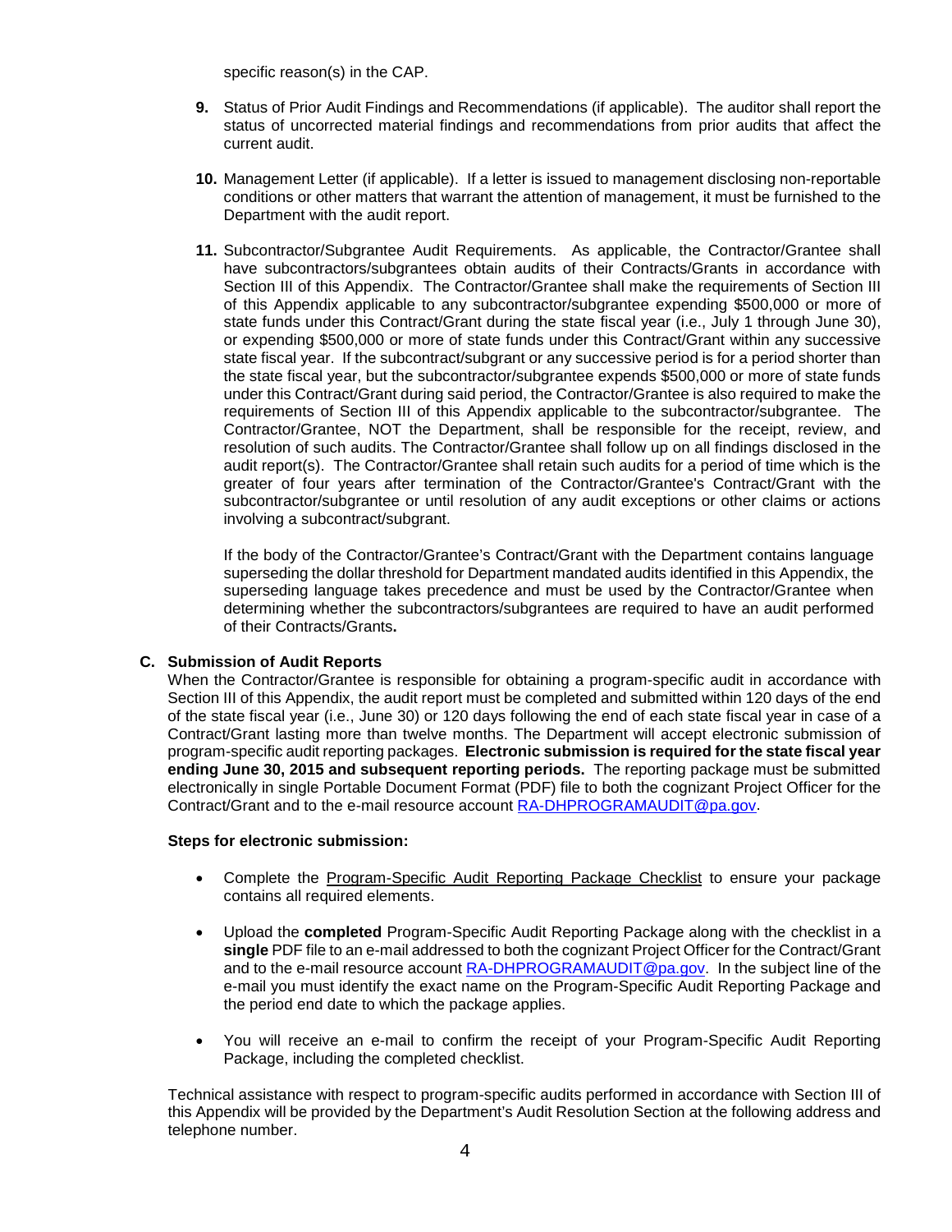specific reason(s) in the CAP.

9. Status of Prior Audit Findings and Recommendations (if applicable). The auditor shall report the status of uncorrected material findings and recommendations from prior audits that affect the current audit.

10. Management Letter (if applicable). If a letter is issued to management disclosing non-reportable conditions or other matters that warrant the attention of management, it must be furnished to the Department with the audit report.

11. Subcontractor/Subgrantee Audit Requirements. As applicable, the Contractor/Grantee shall have subcontractors/subgrantees obtain audits of their Contracts/Grants in accordance with Section III of this Appendix. The Contractor/Grantee shall make the requirements of Section III of this Appendix applicable to any subcontractor/subgrantee expending $500,000 or more of state funds under this Contract/Grant during the state fiscal year (i.e., July 1 through June 30), or expending $500,000 or more of state funds under this Contract/Grant within any successive state fiscal year. If the subcontract/subgrant or any successive period is for a period shorter than the state fiscal year, but the subcontractor/subgrantee expends $500,000 or more of state funds under this Contract/Grant during said period, the Contractor/Grantee is also required to make the requirements of Section III of this Appendix applicable to the subcontractor/subgrantee. The Contractor/Grantee, NOT the Department, shall be responsible for the receipt, review, and resolution of such audits. The Contractor/Grantee shall follow up on all findings disclosed in the audit report(s). The Contractor/Grantee shall retain such audits for a period of time which is the greater of four years after termination of the Contractor/Grantee's Contract/Grant with the subcontractor/subgrantee or until resolution of any audit exceptions or other claims or actions involving a subcontract/subgrant.

    If the body of the Contractor/Grantee's Contract/Grant with the Department contains language superseding the dollar threshold for Department mandated audits identified in this Appendix, the superseding language takes precedence and must be used by the Contractor/Grantee when determining whether the subcontractors/subgrantees are required to have an audit performed of their Contracts/Grants.

### C. Submission of Audit Reports

When the Contractor/Grantee is responsible for obtaining a program-specific audit in accordance with Section III of this Appendix, the audit report must be completed and submitted within 120 days of the end of the state fiscal year (i.e., June 30) or 120 days following the end of each state fiscal year in case of a Contract/Grant lasting more than twelve months. The Department will accept electronic submission of program-specific audit reporting packages. **Electronic submission is required for the state fiscal year ending June 30, 2015 and subsequent reporting periods.** The reporting package must be submitted electronically in single Portable Document Format (PDF) file to both the cognizant Project Officer for the Contract/Grant and to the e-mail resource account RA-DHPROGRAMAUDIT@pa.gov.

**Steps for electronic submission:**

- Complete the Program-Specific Audit Reporting Package Checklist to ensure your package contains all required elements.
- Upload the **completed** Program-Specific Audit Reporting Package along with the checklist in a **single** PDF file to an e-mail addressed to both the cognizant Project Officer for the Contract/Grant and to the e-mail resource account RA-DHPROGRAMAUDIT@pa.gov. In the subject line of the e-mail you must identify the exact name on the Program-Specific Audit Reporting Package and the period end date to which the package applies.
- You will receive an e-mail to confirm the receipt of your Program-Specific Audit Reporting Package, including the completed checklist.

Technical assistance with respect to program-specific audits performed in accordance with Section III of this Appendix will be provided by the Department's Audit Resolution Section at the following address and telephone number.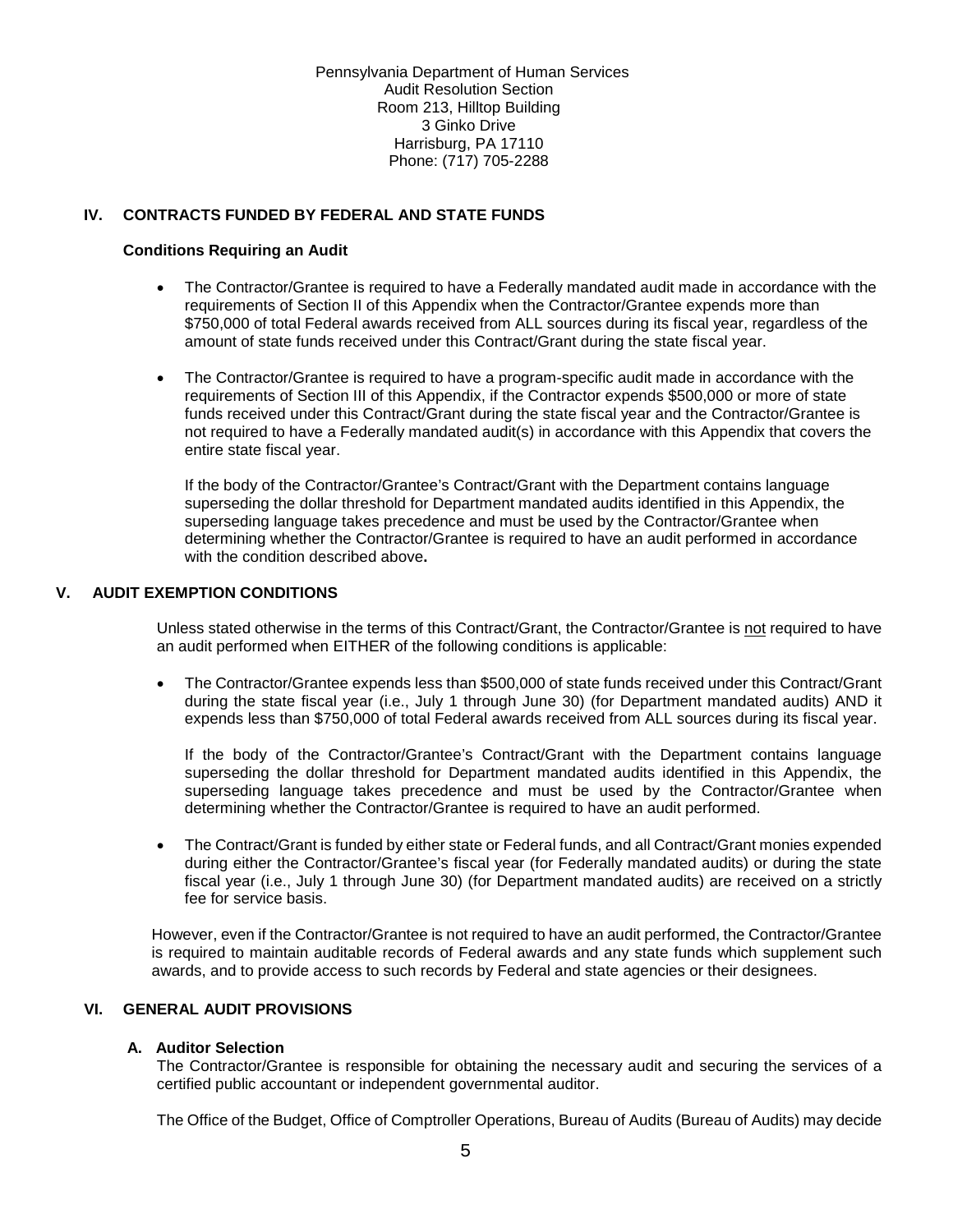Pennsylvania Department of Human Services
Audit Resolution Section
Room 213, Hilltop Building
3 Ginko Drive
Harrisburg, PA 17110
Phone: (717) 705-2288

## IV. CONTRACTS FUNDED BY FEDERAL AND STATE FUNDS

### Conditions Requiring an Audit

- The Contractor/Grantee is required to have a Federally mandated audit made in accordance with the requirements of Section II of this Appendix when the Contractor/Grantee expends more than $750,000 of total Federal awards received from ALL sources during its fiscal year, regardless of the amount of state funds received under this Contract/Grant during the state fiscal year.

- The Contractor/Grantee is required to have a program-specific audit made in accordance with the requirements of Section III of this Appendix, if the Contractor expends $500,000 or more of state funds received under this Contract/Grant during the state fiscal year and the Contractor/Grantee is not required to have a Federally mandated audit(s) in accordance with this Appendix that covers the entire state fiscal year.

  If the body of the Contractor/Grantee's Contract/Grant with the Department contains language superseding the dollar threshold for Department mandated audits identified in this Appendix, the superseding language takes precedence and must be used by the Contractor/Grantee when determining whether the Contractor/Grantee is required to have an audit performed in accordance with the condition described above**.**

## V. AUDIT EXEMPTION CONDITIONS

Unless stated otherwise in the terms of this Contract/Grant, the Contractor/Grantee is not required to have an audit performed when EITHER of the following conditions is applicable:

- The Contractor/Grantee expends less than $500,000 of state funds received under this Contract/Grant during the state fiscal year (i.e., July 1 through June 30) (for Department mandated audits) AND it expends less than $750,000 of total Federal awards received from ALL sources during its fiscal year.

  If the body of the Contractor/Grantee's Contract/Grant with the Department contains language superseding the dollar threshold for Department mandated audits identified in this Appendix, the superseding language takes precedence and must be used by the Contractor/Grantee when determining whether the Contractor/Grantee is required to have an audit performed.

- The Contract/Grant is funded by either state or Federal funds, and all Contract/Grant monies expended during either the Contractor/Grantee's fiscal year (for Federally mandated audits) or during the state fiscal year (i.e., July 1 through June 30) (for Department mandated audits) are received on a strictly fee for service basis.

However, even if the Contractor/Grantee is not required to have an audit performed, the Contractor/Grantee is required to maintain auditable records of Federal awards and any state funds which supplement such awards, and to provide access to such records by Federal and state agencies or their designees.

## VI. GENERAL AUDIT PROVISIONS

### A. Auditor Selection

The Contractor/Grantee is responsible for obtaining the necessary audit and securing the services of a certified public accountant or independent governmental auditor.

The Office of the Budget, Office of Comptroller Operations, Bureau of Audits (Bureau of Audits) may decide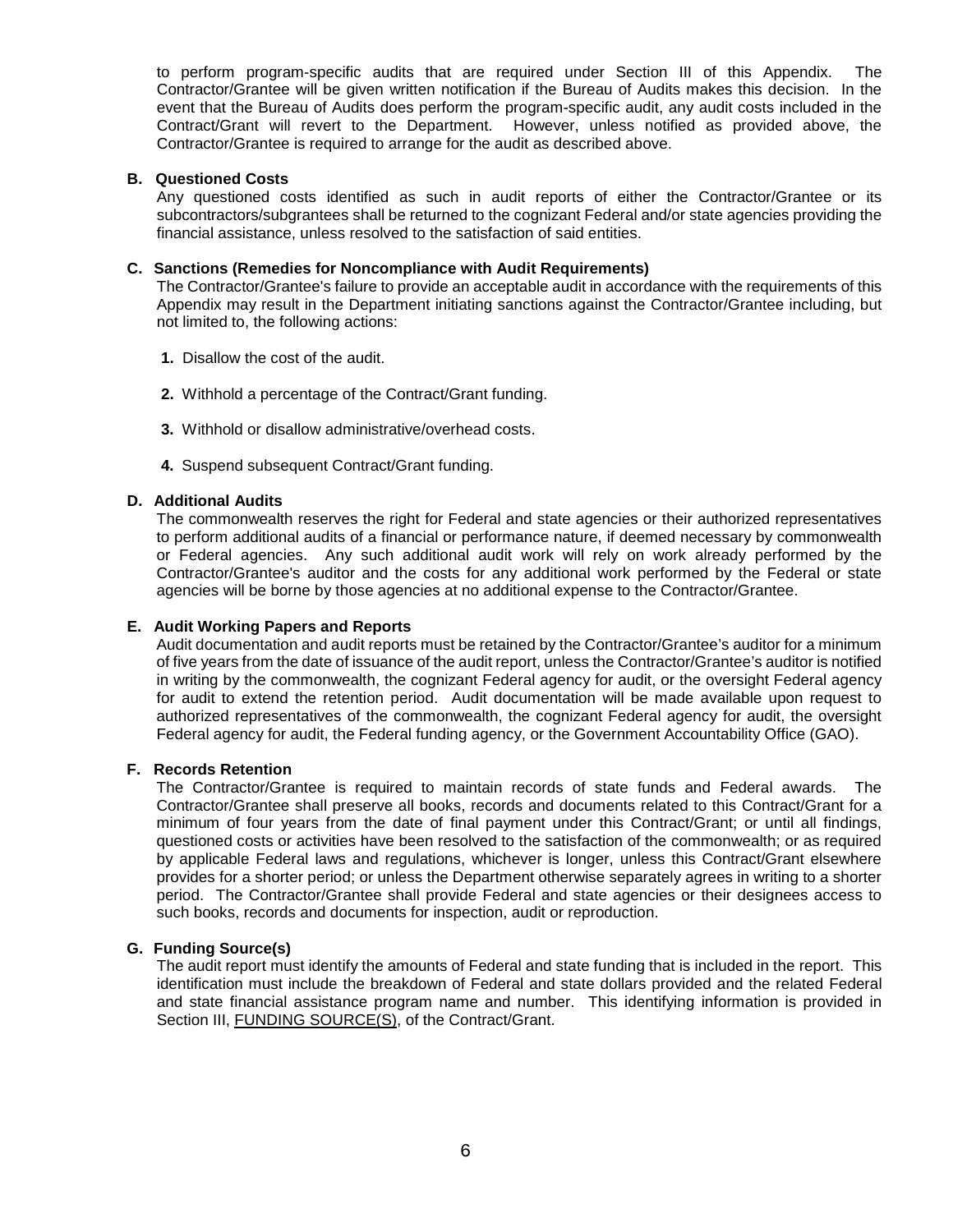to perform program-specific audits that are required under Section III of this Appendix. The Contractor/Grantee will be given written notification if the Bureau of Audits makes this decision. In the event that the Bureau of Audits does perform the program-specific audit, any audit costs included in the Contract/Grant will revert to the Department. However, unless notified as provided above, the Contractor/Grantee is required to arrange for the audit as described above.

**B. Questioned Costs**

Any questioned costs identified as such in audit reports of either the Contractor/Grantee or its subcontractors/subgrantees shall be returned to the cognizant Federal and/or state agencies providing the financial assistance, unless resolved to the satisfaction of said entities.

**C. Sanctions (Remedies for Noncompliance with Audit Requirements)**

The Contractor/Grantee's failure to provide an acceptable audit in accordance with the requirements of this Appendix may result in the Department initiating sanctions against the Contractor/Grantee including, but not limited to, the following actions:

1. Disallow the cost of the audit.
2. Withhold a percentage of the Contract/Grant funding.
3. Withhold or disallow administrative/overhead costs.
4. Suspend subsequent Contract/Grant funding.

**D. Additional Audits**

The commonwealth reserves the right for Federal and state agencies or their authorized representatives to perform additional audits of a financial or performance nature, if deemed necessary by commonwealth or Federal agencies. Any such additional audit work will rely on work already performed by the Contractor/Grantee's auditor and the costs for any additional work performed by the Federal or state agencies will be borne by those agencies at no additional expense to the Contractor/Grantee.

**E. Audit Working Papers and Reports**

Audit documentation and audit reports must be retained by the Contractor/Grantee's auditor for a minimum of five years from the date of issuance of the audit report, unless the Contractor/Grantee's auditor is notified in writing by the commonwealth, the cognizant Federal agency for audit, or the oversight Federal agency for audit to extend the retention period. Audit documentation will be made available upon request to authorized representatives of the commonwealth, the cognizant Federal agency for audit, the oversight Federal agency for audit, the Federal funding agency, or the Government Accountability Office (GAO).

**F. Records Retention**

The Contractor/Grantee is required to maintain records of state funds and Federal awards. The Contractor/Grantee shall preserve all books, records and documents related to this Contract/Grant for a minimum of four years from the date of final payment under this Contract/Grant; or until all findings, questioned costs or activities have been resolved to the satisfaction of the commonwealth; or as required by applicable Federal laws and regulations, whichever is longer, unless this Contract/Grant elsewhere provides for a shorter period; or unless the Department otherwise separately agrees in writing to a shorter period. The Contractor/Grantee shall provide Federal and state agencies or their designees access to such books, records and documents for inspection, audit or reproduction.

**G. Funding Source(s)**

The audit report must identify the amounts of Federal and state funding that is included in the report. This identification must include the breakdown of Federal and state dollars provided and the related Federal and state financial assistance program name and number. This identifying information is provided in Section III, FUNDING SOURCE(S), of the Contract/Grant.